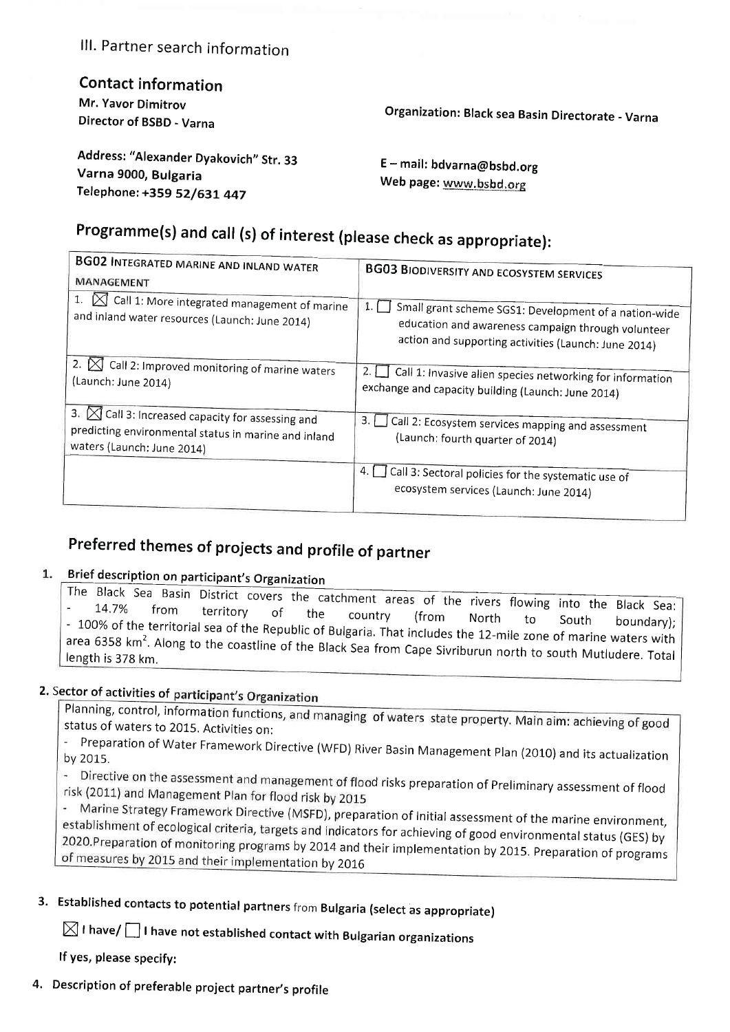## III. Partner search information

### Contact information

**Mr. Yavor Dimitrov**
**Director of BSBD - Varna**

**Organization: Black sea Basin Directorate - Varna**

**Address: "Alexander Dyakovich" Str. 33**
**Varna 9000, Bulgaria**
**Telephone: +359 52/631 447**

**E – mail: bdvarna@bsbd.org**
**Web page: www.bsbd.org**

## Programme(s) and call (s) of interest (please check as appropriate):

| BG02 INTEGRATED MARINE AND INLAND WATER MANAGEMENT | BG03 BIODIVERSITY AND ECOSYSTEM SERVICES |
|---|---|
| 1. ☒ Call 1: More integrated management of marine and inland water resources (Launch: June 2014) | 1. ☐ Small grant scheme SGS1: Development of a nation-wide education and awareness campaign through volunteer action and supporting activities (Launch: June 2014) |
| 2. ☒ Call 2: Improved monitoring of marine waters (Launch: June 2014) | 2. ☐ Call 1: Invasive alien species networking for information exchange and capacity building (Launch: June 2014) |
| 3. ☒ Call 3: Increased capacity for assessing and predicting environmental status in marine and inland waters (Launch: June 2014) | 3. ☐ Call 2: Ecosystem services mapping and assessment (Launch: fourth quarter of 2014) |
| | 4. ☐ Call 3: Sectoral policies for the systematic use of ecosystem services (Launch: June 2014) |

## Preferred themes of projects and profile of partner

1. **Brief description on participant's Organization**

The Black Sea Basin District covers the catchment areas of the rivers flowing into the Black Sea:
- 14.7% from territory of the country (from North to South boundary);
- 100% of the territorial sea of the Republic of Bulgaria. That includes the 12-mile zone of marine waters with area 6358 km$^2$. Along to the coastline of the Black Sea from Cape Sivriburun north to south Mutludere. Total length is 378 km.

2. **Sector of activities of participant's Organization**

Planning, control, information functions, and managing of waters state property. Main aim: achieving of good status of waters to 2015. Activities on:
- Preparation of Water Framework Directive (WFD) River Basin Management Plan (2010) and its actualization by 2015.
- Directive on the assessment and management of flood risks preparation of Preliminary assessment of flood risk (2011) and Management Plan for flood risk by 2015
- Marine Strategy Framework Directive (MSFD), preparation of initial assessment of the marine environment, establishment of ecological criteria, targets and indicators for achieving of good environmental status (GES) by 2020.Preparation of monitoring programs by 2014 and their implementation by 2015. Preparation of programs of measures by 2015 and their implementation by 2016

3. **Established contacts to potential partners from Bulgaria (select as appropriate)**

☒ **I have/** ☐ **I have not established contact with Bulgarian organizations**

**If yes, please specify:**

4. **Description of preferable project partner's profile**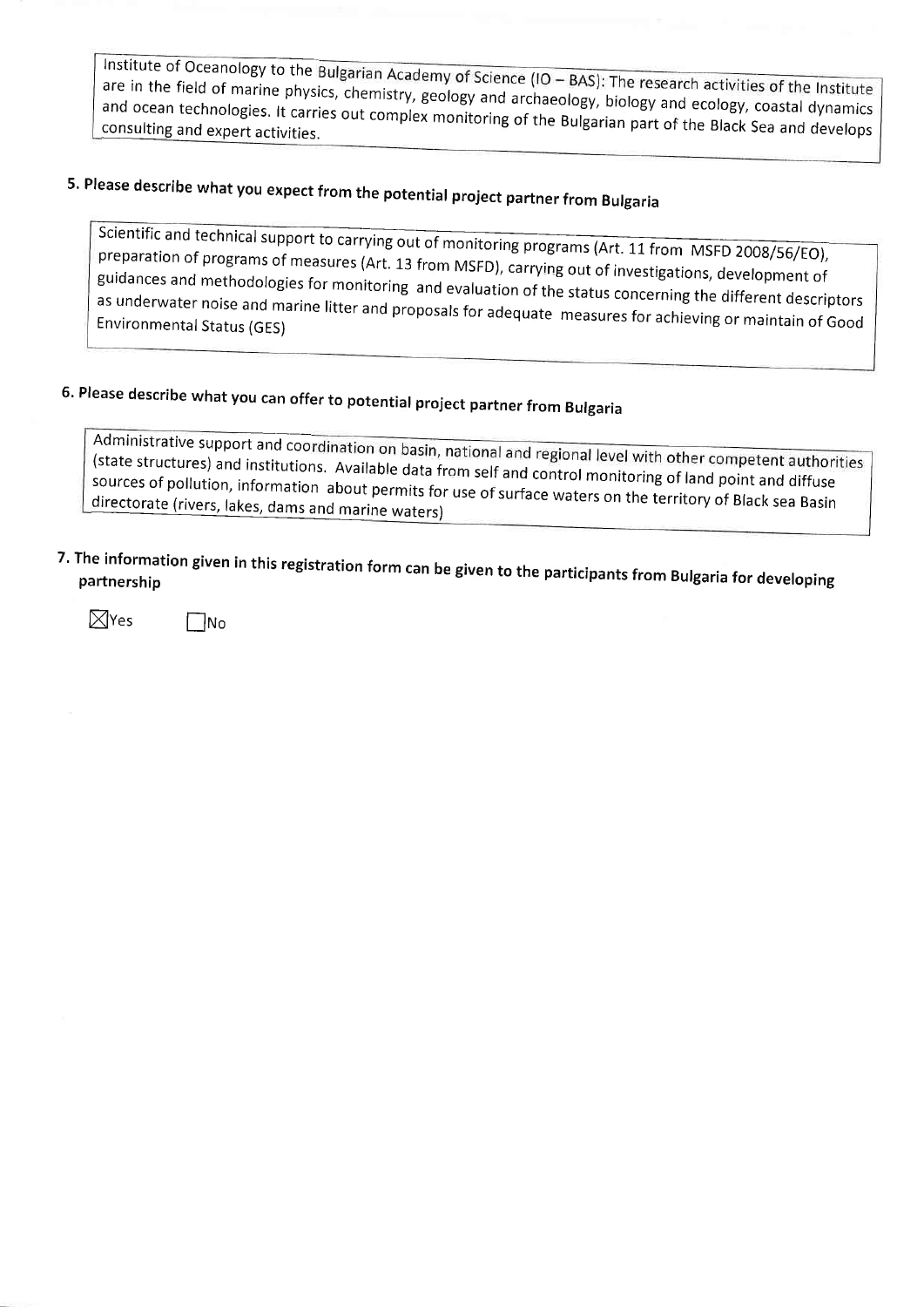Institute of Oceanology to the Bulgarian Academy of Science (IO – BAS): The research activities of the Institute are in the field of marine physics, chemistry, geology and archaeology, biology and ecology, coastal dynamics and ocean technologies. It carries out complex monitoring of the Bulgarian part of the Black Sea and develops consulting and expert activities.

## 5. Please describe what you expect from the potential project partner from Bulgaria

Scientific and technical support to carrying out of monitoring programs (Art. 11 from MSFD 2008/56/EO), preparation of programs of measures (Art. 13 from MSFD), carrying out of investigations, development of guidances and methodologies for monitoring and evaluation of the status concerning the different descriptors as underwater noise and marine litter and proposals for adequate measures for achieving or maintain of Good Environmental Status (GES)

## 6. Please describe what you can offer to potential project partner from Bulgaria

Administrative support and coordination on basin, national and regional level with other competent authorities (state structures) and institutions. Available data from self and control monitoring of land point and diffuse sources of pollution, information about permits for use of surface waters on the territory of Black sea Basin directorate (rivers, lakes, dams and marine waters)

## 7. The information given in this registration form can be given to the participants from Bulgaria for developing partnership

☒ Yes ☐ No